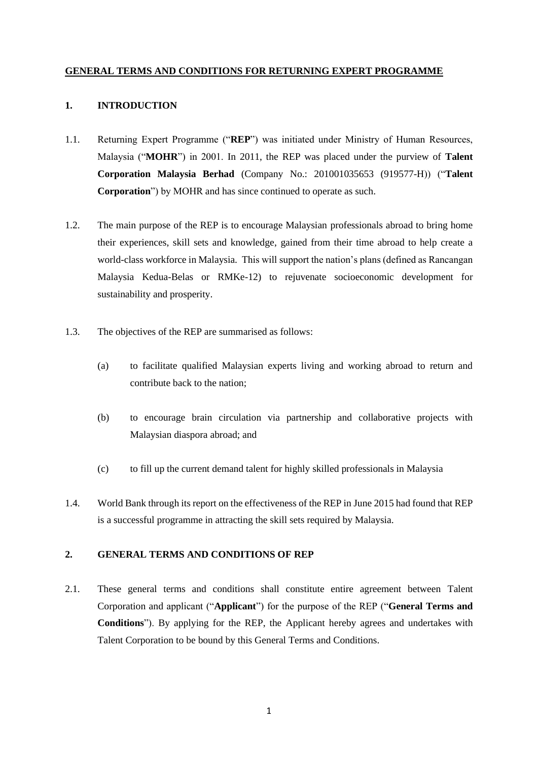# GENERAL TERMS AND CONDITIONS FOR RETURNING EXPERT PROGRAMME

## 1. INTRODUCTION

1.1. Returning Expert Programme ("**REP**") was initiated under Ministry of Human Resources, Malaysia ("**MOHR**") in 2001. In 2011, the REP was placed under the purview of **Talent Corporation Malaysia Berhad** (Company No.: 201001035653 (919577-H)) ("**Talent Corporation**") by MOHR and has since continued to operate as such.

1.2. The main purpose of the REP is to encourage Malaysian professionals abroad to bring home their experiences, skill sets and knowledge, gained from their time abroad to help create a world-class workforce in Malaysia. This will support the nation's plans (defined as Rancangan Malaysia Kedua-Belas or RMKe-12) to rejuvenate socioeconomic development for sustainability and prosperity.

1.3. The objectives of the REP are summarised as follows:

(a) to facilitate qualified Malaysian experts living and working abroad to return and contribute back to the nation;

(b) to encourage brain circulation via partnership and collaborative projects with Malaysian diaspora abroad; and

(c) to fill up the current demand talent for highly skilled professionals in Malaysia

1.4. World Bank through its report on the effectiveness of the REP in June 2015 had found that REP is a successful programme in attracting the skill sets required by Malaysia.

## 2. GENERAL TERMS AND CONDITIONS OF REP

2.1. These general terms and conditions shall constitute entire agreement between Talent Corporation and applicant ("**Applicant**") for the purpose of the REP ("**General Terms and Conditions**"). By applying for the REP, the Applicant hereby agrees and undertakes with Talent Corporation to be bound by this General Terms and Conditions.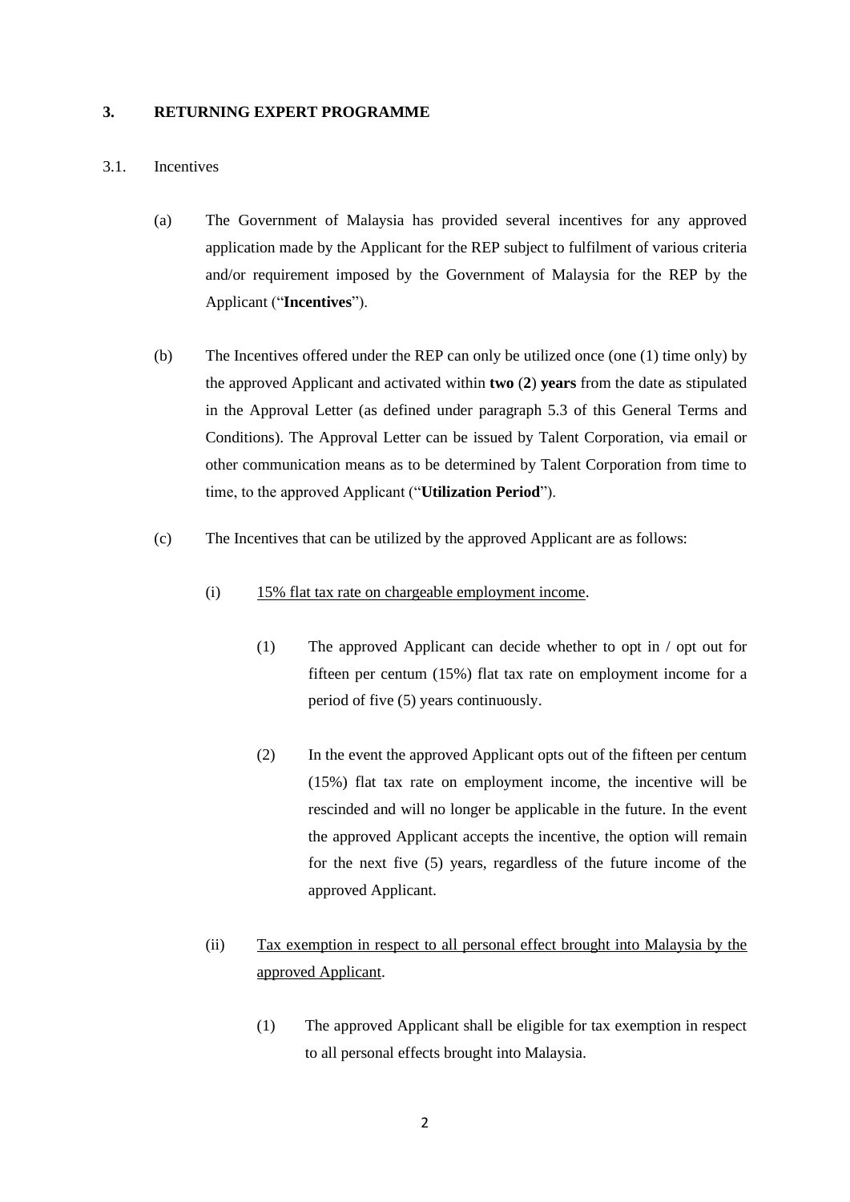## 3. RETURNING EXPERT PROGRAMME

### 3.1. Incentives

(a) The Government of Malaysia has provided several incentives for any approved application made by the Applicant for the REP subject to fulfilment of various criteria and/or requirement imposed by the Government of Malaysia for the REP by the Applicant ("**Incentives**").

(b) The Incentives offered under the REP can only be utilized once (one (1) time only) by the approved Applicant and activated within **two** (**2**) **years** from the date as stipulated in the Approval Letter (as defined under paragraph 5.3 of this General Terms and Conditions). The Approval Letter can be issued by Talent Corporation, via email or other communication means as to be determined by Talent Corporation from time to time, to the approved Applicant ("**Utilization Period**").

(c) The Incentives that can be utilized by the approved Applicant are as follows:

(i) <u>15% flat tax rate on chargeable employment income</u>.

(1) The approved Applicant can decide whether to opt in / opt out for fifteen per centum (15%) flat tax rate on employment income for a period of five (5) years continuously.

(2) In the event the approved Applicant opts out of the fifteen per centum (15%) flat tax rate on employment income, the incentive will be rescinded and will no longer be applicable in the future. In the event the approved Applicant accepts the incentive, the option will remain for the next five (5) years, regardless of the future income of the approved Applicant.

(ii) <u>Tax exemption in respect to all personal effect brought into Malaysia by the approved Applicant</u>.

(1) The approved Applicant shall be eligible for tax exemption in respect to all personal effects brought into Malaysia.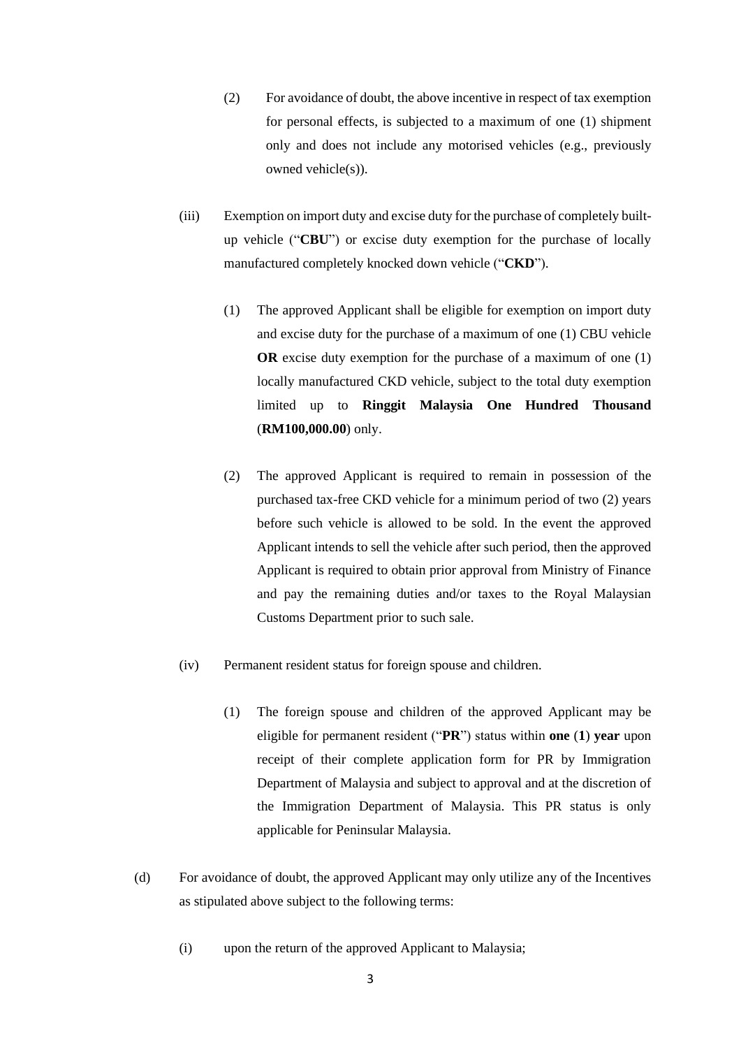(2) For avoidance of doubt, the above incentive in respect of tax exemption for personal effects, is subjected to a maximum of one (1) shipment only and does not include any motorised vehicles (e.g., previously owned vehicle(s)).

(iii) Exemption on import duty and excise duty for the purchase of completely built-up vehicle ("**CBU**") or excise duty exemption for the purchase of locally manufactured completely knocked down vehicle ("**CKD**").

(1) The approved Applicant shall be eligible for exemption on import duty and excise duty for the purchase of a maximum of one (1) CBU vehicle **OR** excise duty exemption for the purchase of a maximum of one (1) locally manufactured CKD vehicle, subject to the total duty exemption limited up to **Ringgit Malaysia One Hundred Thousand** (**RM100,000.00**) only.

(2) The approved Applicant is required to remain in possession of the purchased tax-free CKD vehicle for a minimum period of two (2) years before such vehicle is allowed to be sold. In the event the approved Applicant intends to sell the vehicle after such period, then the approved Applicant is required to obtain prior approval from Ministry of Finance and pay the remaining duties and/or taxes to the Royal Malaysian Customs Department prior to such sale.

(iv) Permanent resident status for foreign spouse and children.

(1) The foreign spouse and children of the approved Applicant may be eligible for permanent resident ("**PR**") status within **one** (**1**) **year** upon receipt of their complete application form for PR by Immigration Department of Malaysia and subject to approval and at the discretion of the Immigration Department of Malaysia. This PR status is only applicable for Peninsular Malaysia.

(d) For avoidance of doubt, the approved Applicant may only utilize any of the Incentives as stipulated above subject to the following terms:

(i) upon the return of the approved Applicant to Malaysia;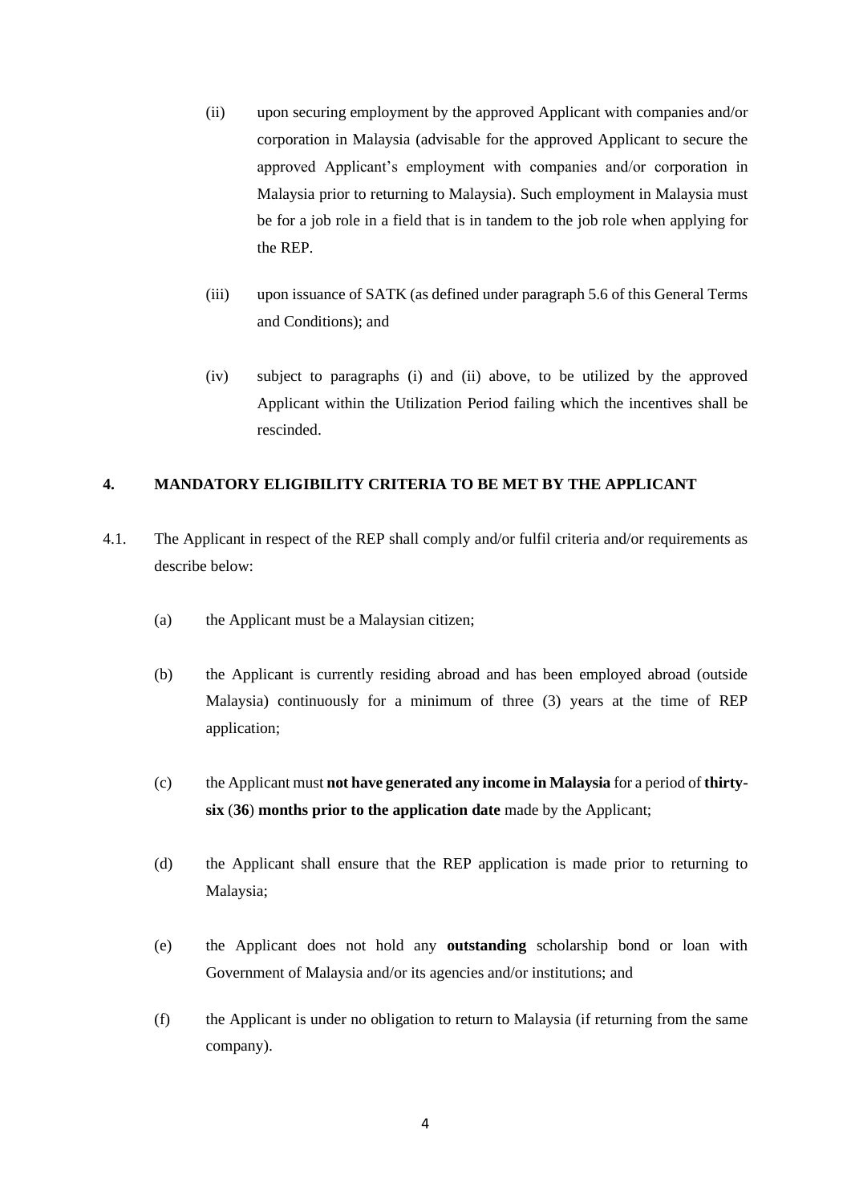(ii) upon securing employment by the approved Applicant with companies and/or corporation in Malaysia (advisable for the approved Applicant to secure the approved Applicant's employment with companies and/or corporation in Malaysia prior to returning to Malaysia). Such employment in Malaysia must be for a job role in a field that is in tandem to the job role when applying for the REP.

(iii) upon issuance of SATK (as defined under paragraph 5.6 of this General Terms and Conditions); and

(iv) subject to paragraphs (i) and (ii) above, to be utilized by the approved Applicant within the Utilization Period failing which the incentives shall be rescinded.

## 4. MANDATORY ELIGIBILITY CRITERIA TO BE MET BY THE APPLICANT

4.1. The Applicant in respect of the REP shall comply and/or fulfil criteria and/or requirements as describe below:

(a) the Applicant must be a Malaysian citizen;

(b) the Applicant is currently residing abroad and has been employed abroad (outside Malaysia) continuously for a minimum of three (3) years at the time of REP application;

(c) the Applicant must **not have generated any income in Malaysia** for a period of **thirty-six** (**36**) **months prior to the application date** made by the Applicant;

(d) the Applicant shall ensure that the REP application is made prior to returning to Malaysia;

(e) the Applicant does not hold any **outstanding** scholarship bond or loan with Government of Malaysia and/or its agencies and/or institutions; and

(f) the Applicant is under no obligation to return to Malaysia (if returning from the same company).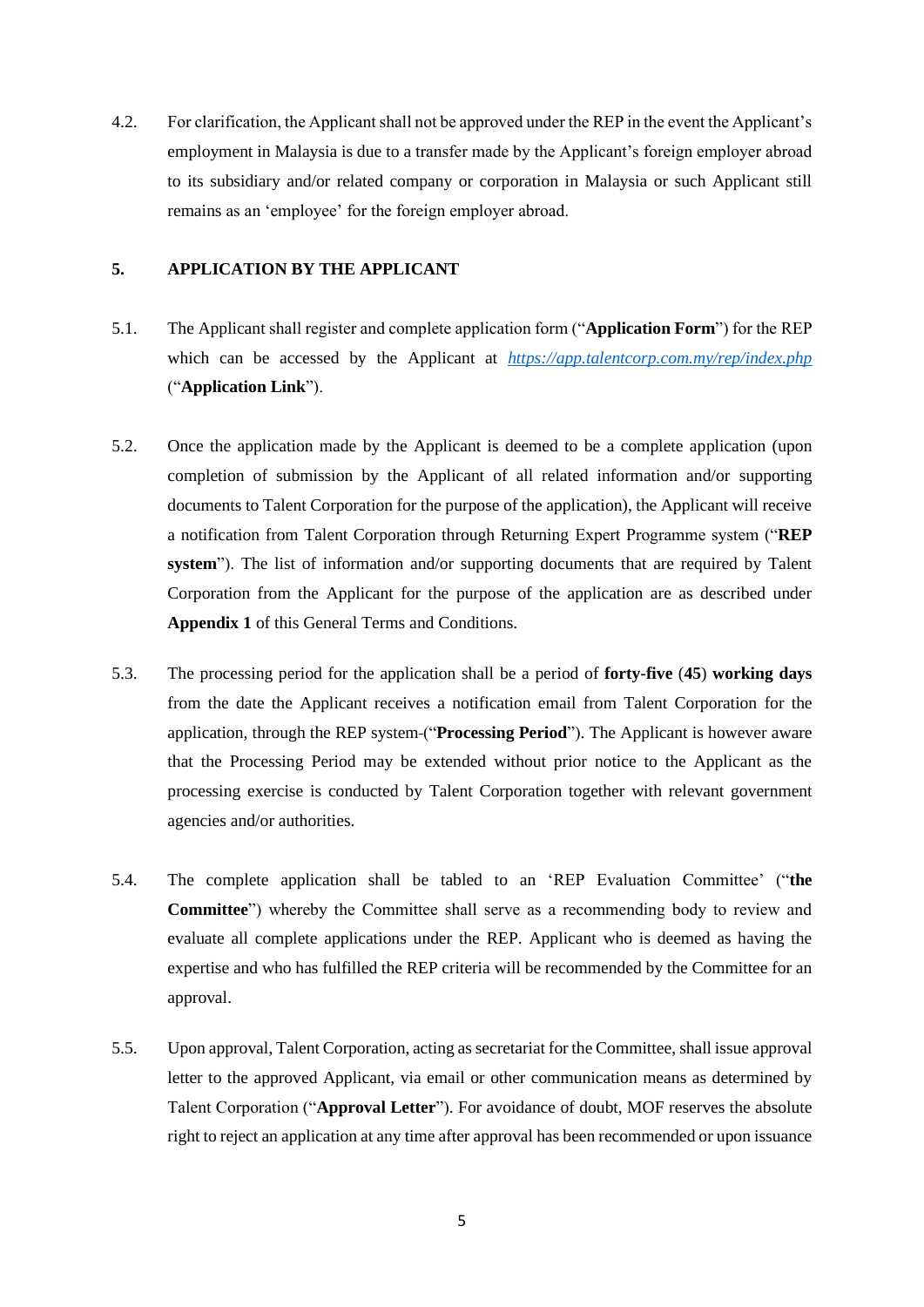4.2. For clarification, the Applicant shall not be approved under the REP in the event the Applicant's employment in Malaysia is due to a transfer made by the Applicant's foreign employer abroad to its subsidiary and/or related company or corporation in Malaysia or such Applicant still remains as an 'employee' for the foreign employer abroad.

## 5. APPLICATION BY THE APPLICANT

5.1. The Applicant shall register and complete application form ("**Application Form**") for the REP which can be accessed by the Applicant at *https://app.talentcorp.com.my/rep/index.php* ("**Application Link**").

5.2. Once the application made by the Applicant is deemed to be a complete application (upon completion of submission by the Applicant of all related information and/or supporting documents to Talent Corporation for the purpose of the application), the Applicant will receive a notification from Talent Corporation through Returning Expert Programme system ("**REP system**"). The list of information and/or supporting documents that are required by Talent Corporation from the Applicant for the purpose of the application are as described under **Appendix 1** of this General Terms and Conditions.

5.3. The processing period for the application shall be a period of **forty-five** (**45**) **working days** from the date the Applicant receives a notification email from Talent Corporation for the application, through the REP system ("**Processing Period**"). The Applicant is however aware that the Processing Period may be extended without prior notice to the Applicant as the processing exercise is conducted by Talent Corporation together with relevant government agencies and/or authorities.

5.4. The complete application shall be tabled to an 'REP Evaluation Committee' ("**the Committee**") whereby the Committee shall serve as a recommending body to review and evaluate all complete applications under the REP. Applicant who is deemed as having the expertise and who has fulfilled the REP criteria will be recommended by the Committee for an approval.

5.5. Upon approval, Talent Corporation, acting as secretariat for the Committee, shall issue approval letter to the approved Applicant, via email or other communication means as determined by Talent Corporation ("**Approval Letter**"). For avoidance of doubt, MOF reserves the absolute right to reject an application at any time after approval has been recommended or upon issuance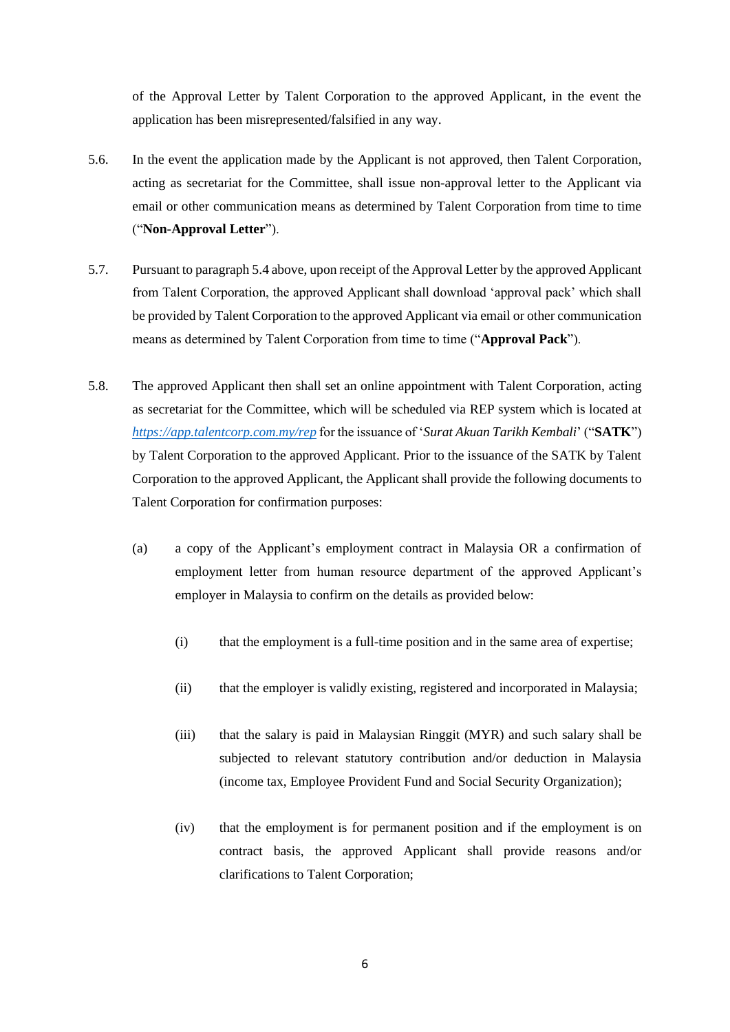of the Approval Letter by Talent Corporation to the approved Applicant, in the event the application has been misrepresented/falsified in any way.

5.6. In the event the application made by the Applicant is not approved, then Talent Corporation, acting as secretariat for the Committee, shall issue non-approval letter to the Applicant via email or other communication means as determined by Talent Corporation from time to time ("**Non-Approval Letter**").

5.7. Pursuant to paragraph 5.4 above, upon receipt of the Approval Letter by the approved Applicant from Talent Corporation, the approved Applicant shall download 'approval pack' which shall be provided by Talent Corporation to the approved Applicant via email or other communication means as determined by Talent Corporation from time to time ("**Approval Pack**").

5.8. The approved Applicant then shall set an online appointment with Talent Corporation, acting as secretariat for the Committee, which will be scheduled via REP system which is located at *https://app.talentcorp.com.my/rep* for the issuance of '*Surat Akuan Tarikh Kembali*' ("**SATK**") by Talent Corporation to the approved Applicant. Prior to the issuance of the SATK by Talent Corporation to the approved Applicant, the Applicant shall provide the following documents to Talent Corporation for confirmation purposes:

(a) a copy of the Applicant's employment contract in Malaysia OR a confirmation of employment letter from human resource department of the approved Applicant's employer in Malaysia to confirm on the details as provided below:

(i) that the employment is a full-time position and in the same area of expertise;

(ii) that the employer is validly existing, registered and incorporated in Malaysia;

(iii) that the salary is paid in Malaysian Ringgit (MYR) and such salary shall be subjected to relevant statutory contribution and/or deduction in Malaysia (income tax, Employee Provident Fund and Social Security Organization);

(iv) that the employment is for permanent position and if the employment is on contract basis, the approved Applicant shall provide reasons and/or clarifications to Talent Corporation;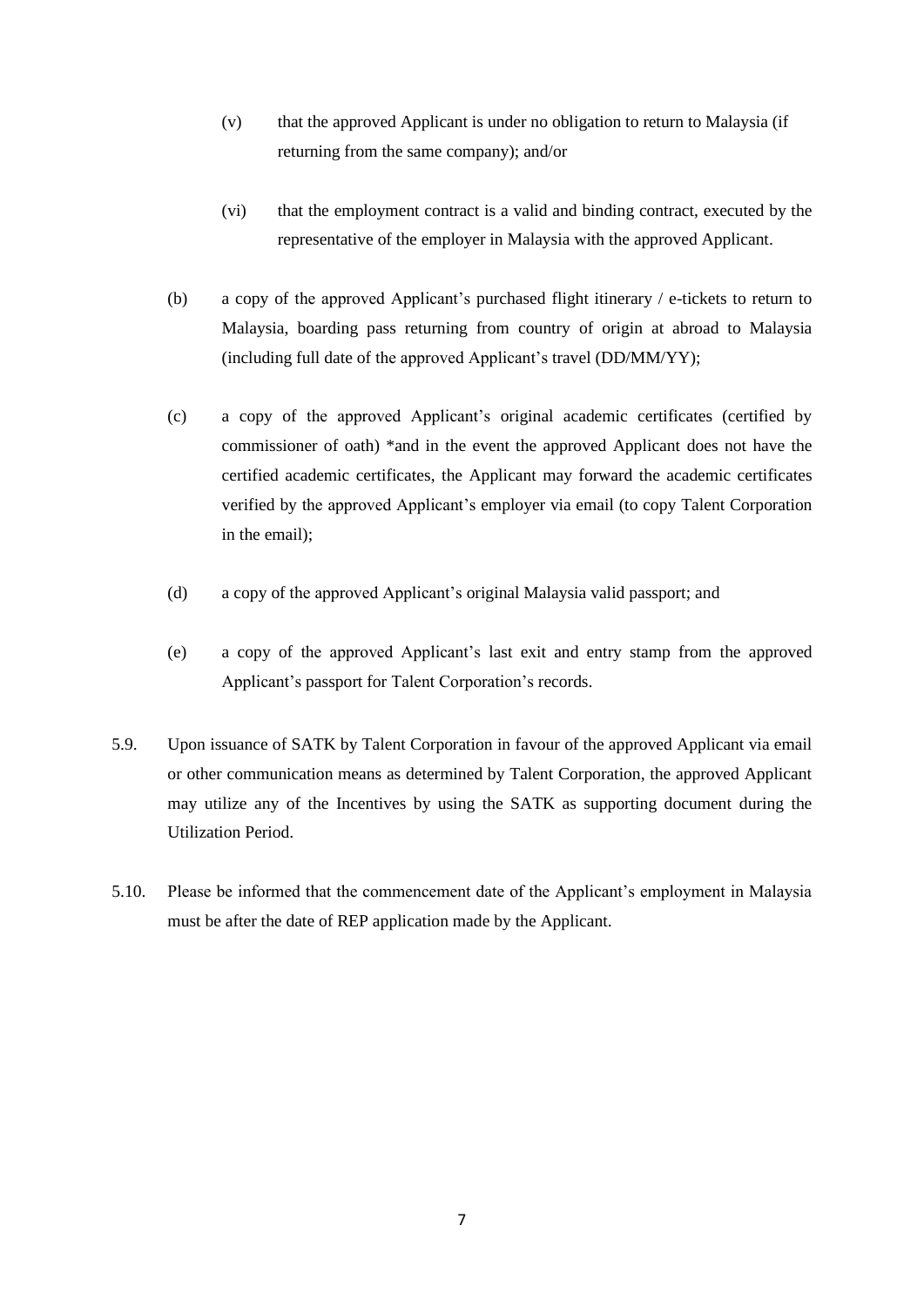(v) that the approved Applicant is under no obligation to return to Malaysia (if returning from the same company); and/or

(vi) that the employment contract is a valid and binding contract, executed by the representative of the employer in Malaysia with the approved Applicant.

(b) a copy of the approved Applicant's purchased flight itinerary / e-tickets to return to Malaysia, boarding pass returning from country of origin at abroad to Malaysia (including full date of the approved Applicant's travel (DD/MM/YY);

(c) a copy of the approved Applicant's original academic certificates (certified by commissioner of oath) *and in the event the approved Applicant does not have the certified academic certificates, the Applicant may forward the academic certificates verified by the approved Applicant's employer via email (to copy Talent Corporation in the email);

(d) a copy of the approved Applicant's original Malaysia valid passport; and

(e) a copy of the approved Applicant's last exit and entry stamp from the approved Applicant's passport for Talent Corporation's records.

5.9. Upon issuance of SATK by Talent Corporation in favour of the approved Applicant via email or other communication means as determined by Talent Corporation, the approved Applicant may utilize any of the Incentives by using the SATK as supporting document during the Utilization Period.

5.10. Please be informed that the commencement date of the Applicant's employment in Malaysia must be after the date of REP application made by the Applicant.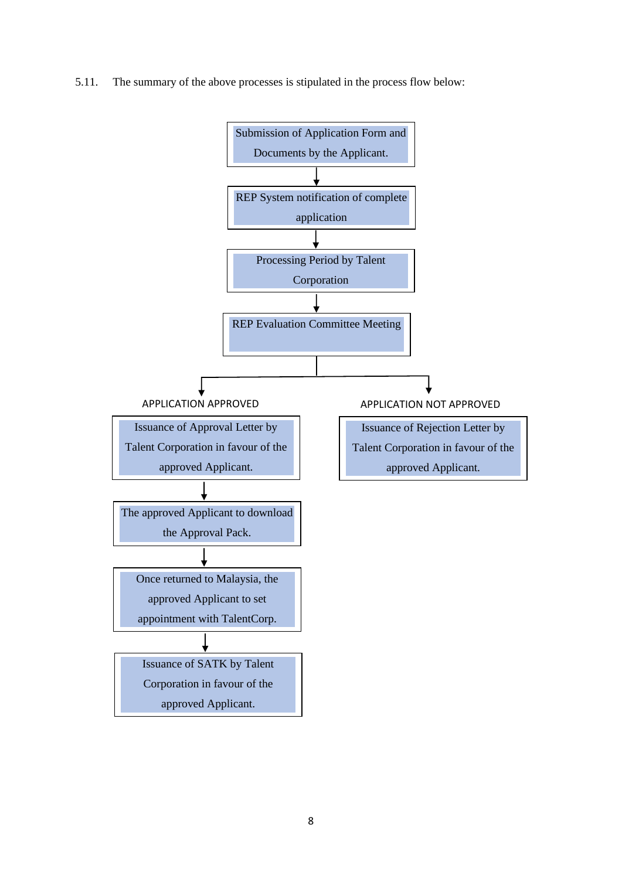5.11. The summary of the above processes is stipulated in the process flow below:

Submission of Application Form and Documents by the Applicant.

↓

REP System notification of complete application

↓

Processing Period by Talent Corporation

↓

REP Evaluation Committee Meeting

↓

**APPLICATION APPROVED**

Issuance of Approval Letter by Talent Corporation in favour of the approved Applicant.

↓

The approved Applicant to download the Approval Pack.

↓

Once returned to Malaysia, the approved Applicant to set appointment with TalentCorp.

↓

Issuance of SATK by Talent Corporation in favour of the approved Applicant.

**APPLICATION NOT APPROVED**

Issuance of Rejection Letter by Talent Corporation in favour of the approved Applicant.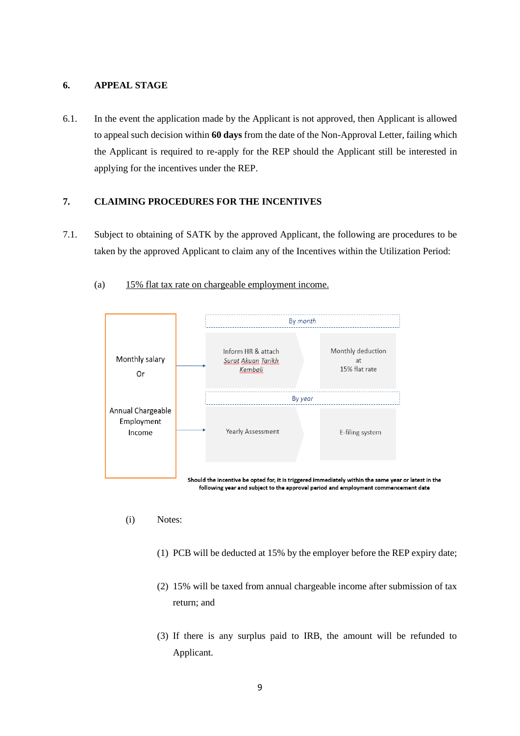## 6. APPEAL STAGE

6.1. In the event the application made by the Applicant is not approved, then Applicant is allowed to appeal such decision within **60 days** from the date of the Non-Approval Letter, failing which the Applicant is required to re-apply for the REP should the Applicant still be interested in applying for the incentives under the REP.

## 7. CLAIMING PROCEDURES FOR THE INCENTIVES

7.1. Subject to obtaining of SATK by the approved Applicant, the following are procedures to be taken by the approved Applicant to claim any of the Incentives within the Utilization Period:

(a) <u>15% flat tax rate on chargeable employment income.</u>

Monthly salary Or Annual Chargeable Employment Income

*By month*: Inform HR & attach *Surat Akuan Tarikh Kembali* → Monthly deduction at 15% flat rate

*By year*: Yearly Assessment → E-filing system

**Should the incentive be opted for, it is triggered immediately within the same year or latest in the following year and subject to the approval period and employment commencement date**

(i) Notes:

(1) PCB will be deducted at 15% by the employer before the REP expiry date;

(2) 15% will be taxed from annual chargeable income after submission of tax return; and

(3) If there is any surplus paid to IRB, the amount will be refunded to Applicant.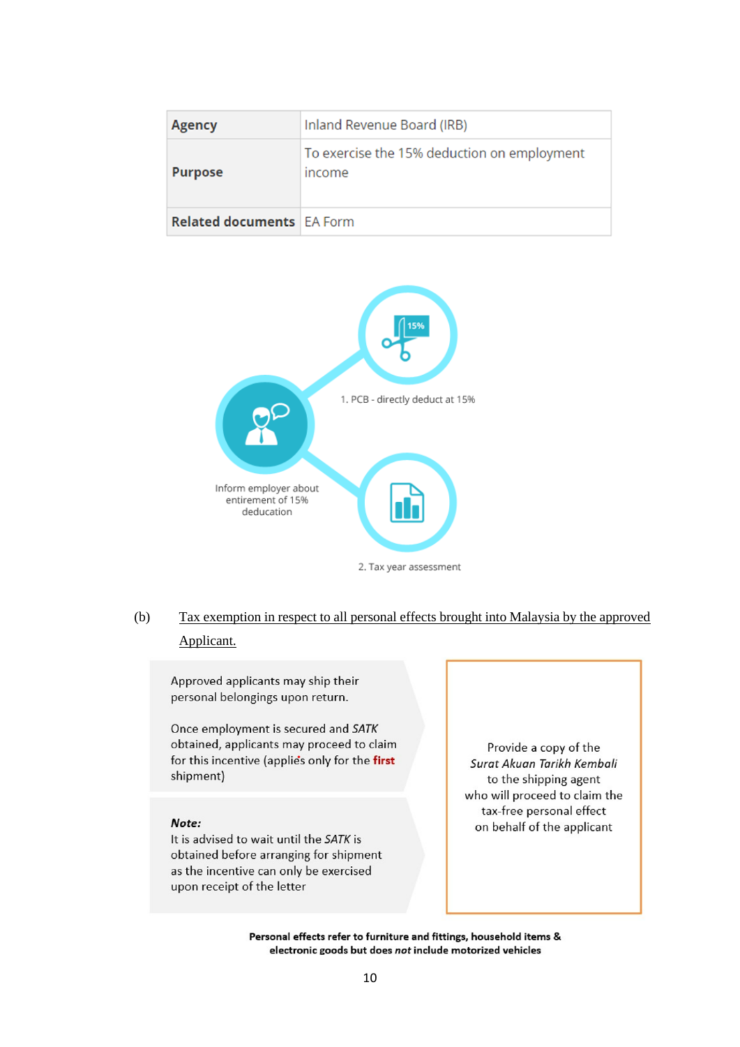| Agency | Inland Revenue Board (IRB) |
| --- | --- |
| Purpose | To exercise the 15% deduction on employment income |
| Related documents | EA Form |

Inform employer about entirement of 15% deducation

1. PCB - directly deduct at 15%

2. Tax year assessment

(b) <u>Tax exemption in respect to all personal effects brought into Malaysia by the approved Applicant.</u>

Approved applicants may ship their personal belongings upon return.

Once employment is secured and *SATK* obtained, applicants may proceed to claim for this incentive (applies only for the **first** shipment)

***Note:***
It is advised to wait until the *SATK* is obtained before arranging for shipment as the incentive can only be exercised upon receipt of the letter

Provide a copy of the *Surat Akuan Tarikh Kembali* to the shipping agent who will proceed to claim the tax-free personal effect on behalf of the applicant

**Personal effects refer to furniture and fittings, household items & electronic goods but does *not* include motorized vehicles**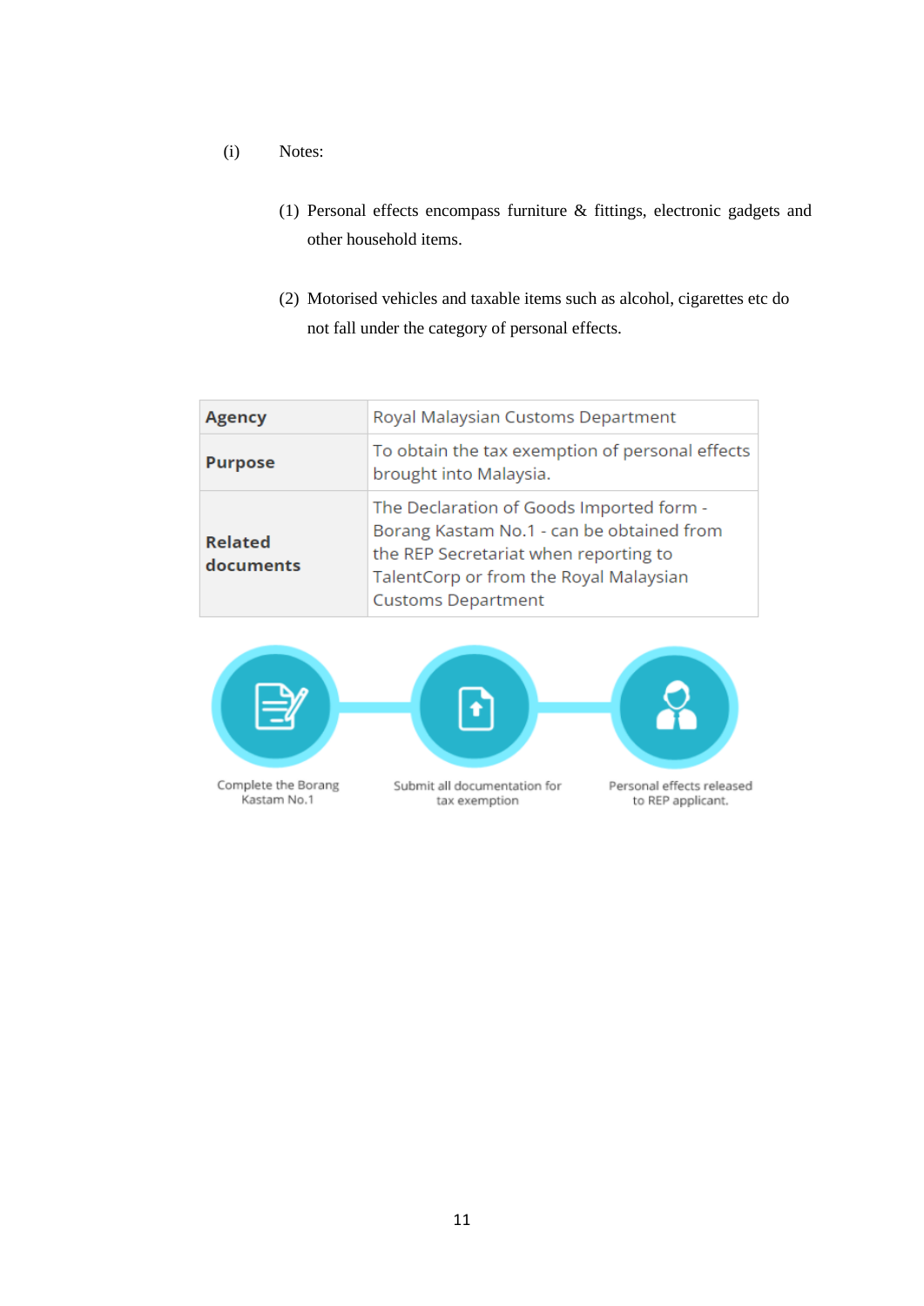(i) Notes:

(1) Personal effects encompass furniture & fittings, electronic gadgets and other household items.

(2) Motorised vehicles and taxable items such as alcohol, cigarettes etc do not fall under the category of personal effects.

| **Agency** | Royal Malaysian Customs Department |
|---|---|
| **Purpose** | To obtain the tax exemption of personal effects brought into Malaysia. |
| **Related documents** | The Declaration of Goods Imported form - Borang Kastam No.1 - can be obtained from the REP Secretariat when reporting to TalentCorp or from the Royal Malaysian Customs Department |

Complete the Borang Kastam No.1 → Submit all documentation for tax exemption → Personal effects released to REP applicant.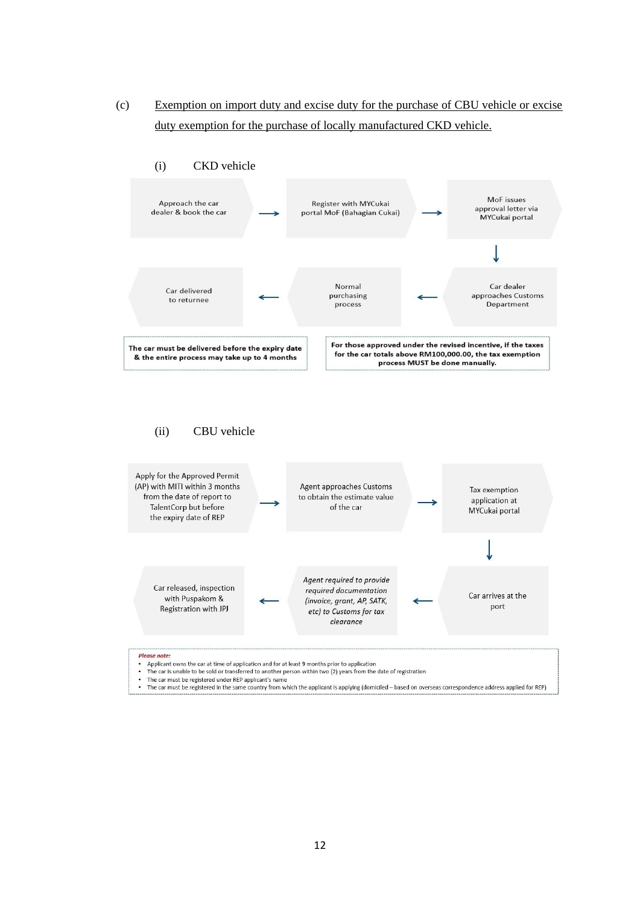(c) <u>Exemption on import duty and excise duty for the purchase of CBU vehicle or excise duty exemption for the purchase of locally manufactured CKD vehicle.</u>

(i) CKD vehicle

1. Approach the car dealer & book the car →
2. Register with MYCukai portal MoF (Bahagian Cukai) →
3. MoF issues approval letter via MYCukai portal ↓
4. Car dealer approaches Customs Department →
5. Normal purchasing process →
6. Car delivered to returnee

**The car must be delivered before the expiry date & the entire process may take up to 4 months**

**For those approved under the revised incentive, if the taxes for the car totals above RM100,000.00, the tax exemption process MUST be done manually.**

(ii) CBU vehicle

1. Apply for the Approved Permit (AP) with MITI within 3 months from the date of report to TalentCorp but before the expiry date of REP →
2. Agent approaches Customs to obtain the estimate value of the car →
3. Tax exemption application at MYCukai portal ↓
4. Car arrives at the port →
5. *Agent required to provide required documentation (invoice, grant, AP, SATK, etc) to Customs for tax clearance* →
6. Car released, inspection with Puspakom & Registration with JPJ

***Please note:***

- Applicant owns the car at time of application and for at least 9 months prior to application
- The car is unable to be sold or transferred to another person within two (2) years from the date of registration
- The car must be registered under REP applicant's name
- The car must be registered in the same country from which the applicant is applying (domiciled – based on overseas correspondence address applied for REP)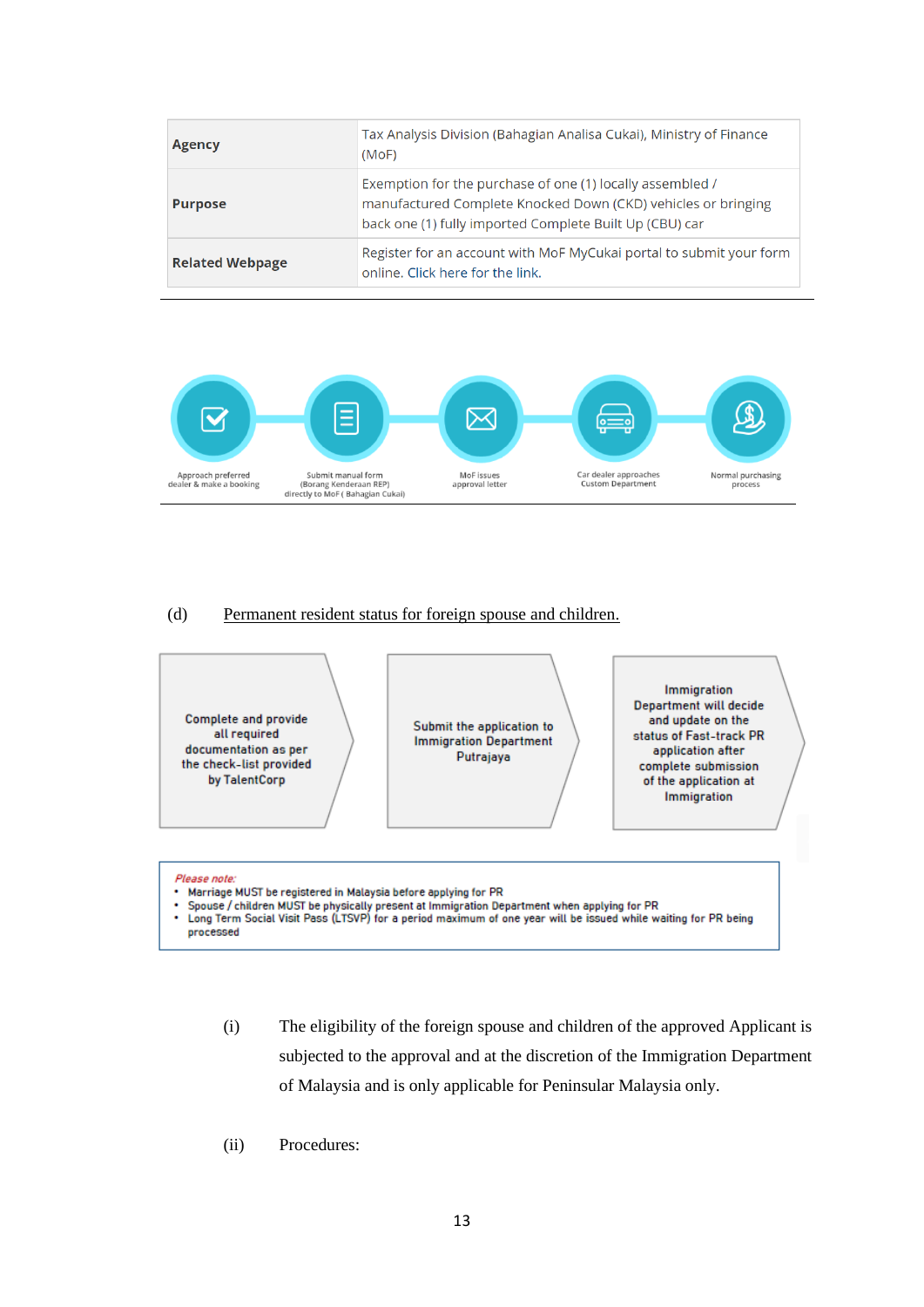| Agency | Tax Analysis Division (Bahagian Analisa Cukai), Ministry of Finance (MoF) |
|---|---|
| Purpose | Exemption for the purchase of one (1) locally assembled / manufactured Complete Knocked Down (CKD) vehicles or bringing back one (1) fully imported Complete Built Up (CBU) car |
| Related Webpage | Register for an account with MoF MyCukai portal to submit your form online. Click here for the link. |

Approach preferred dealer & make a booking → Submit manual form (Borang Kenderaan REP) directly to MoF ( Bahagian Cukai) → MoF issues approval letter → Car dealer approaches Custom Department → Normal purchasing process

(d) <u>Permanent resident status for foreign spouse and children.</u>

Complete and provide all required documentation as per the check-list provided by TalentCorp → Submit the application to Immigration Department Putrajaya → Immigration Department will decide and update on the status of Fast-track PR application after complete submission of the application at Immigration

*Please note:*

- Marriage MUST be registered in Malaysia before applying for PR
- Spouse / children MUST be physically present at Immigration Department when applying for PR
- Long Term Social Visit Pass (LTSVP) for a period maximum of one year will be issued while waiting for PR being processed

(i) The eligibility of the foreign spouse and children of the approved Applicant is subjected to the approval and at the discretion of the Immigration Department of Malaysia and is only applicable for Peninsular Malaysia only.

(ii) Procedures: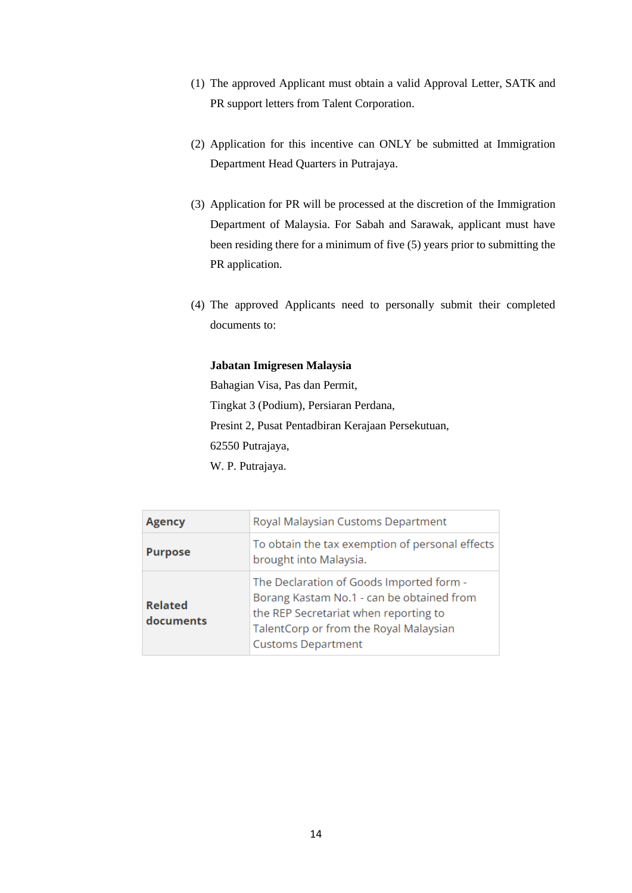(1) The approved Applicant must obtain a valid Approval Letter, SATK and PR support letters from Talent Corporation.

(2) Application for this incentive can ONLY be submitted at Immigration Department Head Quarters in Putrajaya.

(3) Application for PR will be processed at the discretion of the Immigration Department of Malaysia. For Sabah and Sarawak, applicant must have been residing there for a minimum of five (5) years prior to submitting the PR application.

(4) The approved Applicants need to personally submit their completed documents to:

**Jabatan Imigresen Malaysia**
Bahagian Visa, Pas dan Permit,
Tingkat 3 (Podium), Persiaran Perdana,
Presint 2, Pusat Pentadbiran Kerajaan Persekutuan,
62550 Putrajaya,
W. P. Putrajaya.

| **Agency** | Royal Malaysian Customs Department |
|---|---|
| **Purpose** | To obtain the tax exemption of personal effects brought into Malaysia. |
| **Related documents** | The Declaration of Goods Imported form - Borang Kastam No.1 - can be obtained from the REP Secretariat when reporting to TalentCorp or from the Royal Malaysian Customs Department |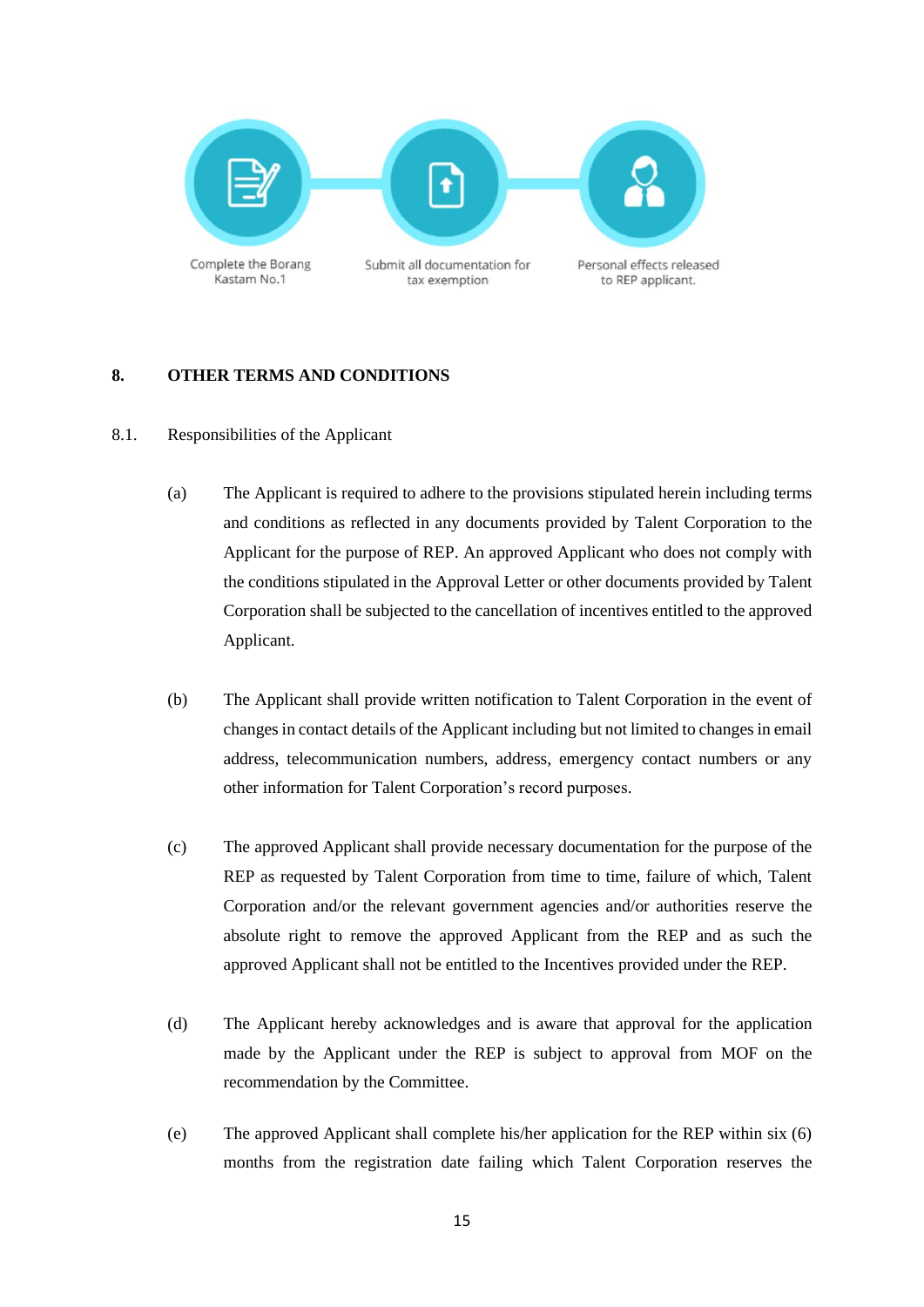Complete the Borang Kastam No.1

Submit all documentation for tax exemption

Personal effects released to REP applicant.

## 8. OTHER TERMS AND CONDITIONS

8.1. Responsibilities of the Applicant

(a) The Applicant is required to adhere to the provisions stipulated herein including terms and conditions as reflected in any documents provided by Talent Corporation to the Applicant for the purpose of REP. An approved Applicant who does not comply with the conditions stipulated in the Approval Letter or other documents provided by Talent Corporation shall be subjected to the cancellation of incentives entitled to the approved Applicant.

(b) The Applicant shall provide written notification to Talent Corporation in the event of changes in contact details of the Applicant including but not limited to changes in email address, telecommunication numbers, address, emergency contact numbers or any other information for Talent Corporation's record purposes.

(c) The approved Applicant shall provide necessary documentation for the purpose of the REP as requested by Talent Corporation from time to time, failure of which, Talent Corporation and/or the relevant government agencies and/or authorities reserve the absolute right to remove the approved Applicant from the REP and as such the approved Applicant shall not be entitled to the Incentives provided under the REP.

(d) The Applicant hereby acknowledges and is aware that approval for the application made by the Applicant under the REP is subject to approval from MOF on the recommendation by the Committee.

(e) The approved Applicant shall complete his/her application for the REP within six (6) months from the registration date failing which Talent Corporation reserves the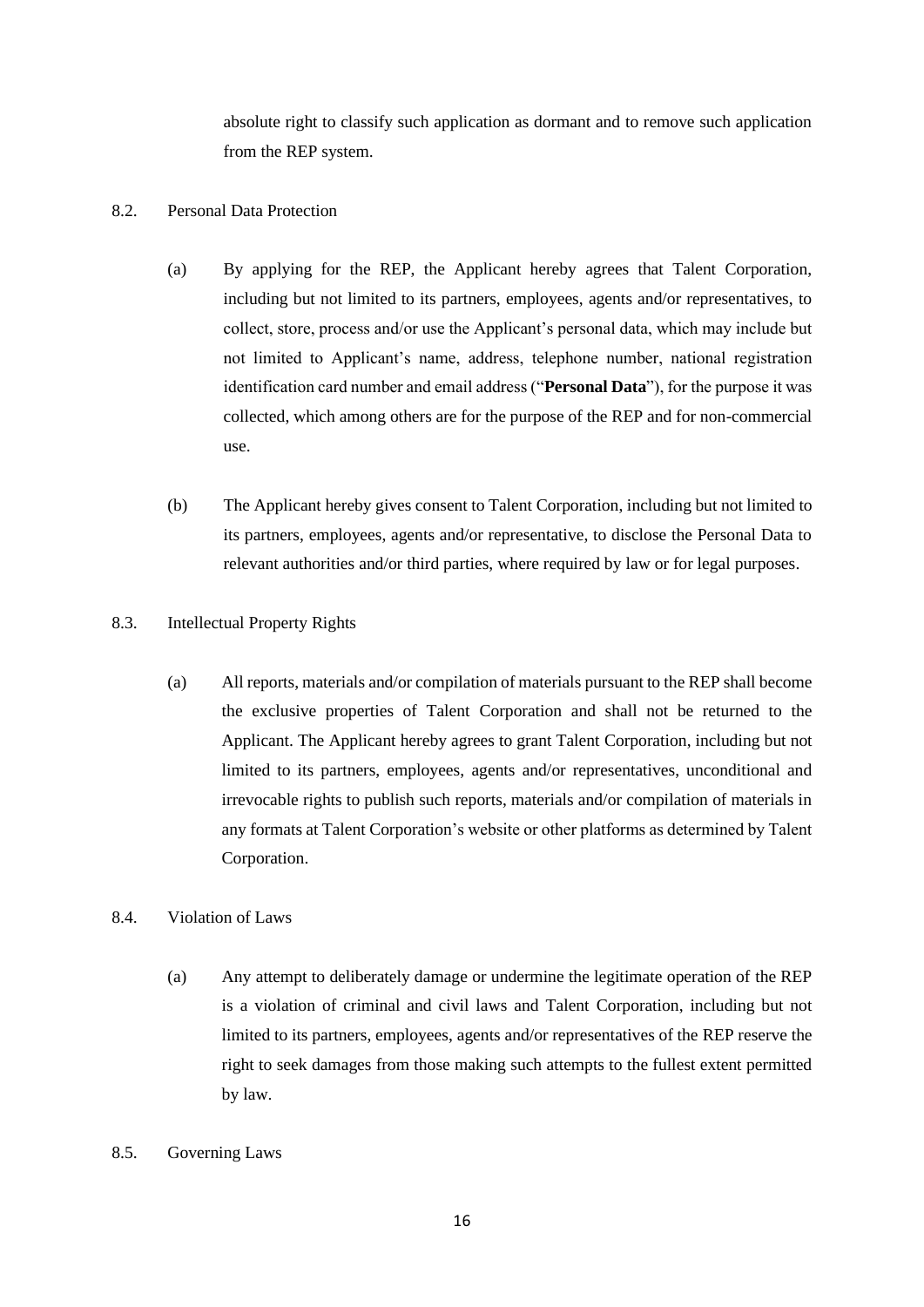absolute right to classify such application as dormant and to remove such application from the REP system.

8.2. Personal Data Protection

(a) By applying for the REP, the Applicant hereby agrees that Talent Corporation, including but not limited to its partners, employees, agents and/or representatives, to collect, store, process and/or use the Applicant's personal data, which may include but not limited to Applicant's name, address, telephone number, national registration identification card number and email address ("**Personal Data**"), for the purpose it was collected, which among others are for the purpose of the REP and for non-commercial use.

(b) The Applicant hereby gives consent to Talent Corporation, including but not limited to its partners, employees, agents and/or representative, to disclose the Personal Data to relevant authorities and/or third parties, where required by law or for legal purposes.

8.3. Intellectual Property Rights

(a) All reports, materials and/or compilation of materials pursuant to the REP shall become the exclusive properties of Talent Corporation and shall not be returned to the Applicant. The Applicant hereby agrees to grant Talent Corporation, including but not limited to its partners, employees, agents and/or representatives, unconditional and irrevocable rights to publish such reports, materials and/or compilation of materials in any formats at Talent Corporation's website or other platforms as determined by Talent Corporation.

8.4. Violation of Laws

(a) Any attempt to deliberately damage or undermine the legitimate operation of the REP is a violation of criminal and civil laws and Talent Corporation, including but not limited to its partners, employees, agents and/or representatives of the REP reserve the right to seek damages from those making such attempts to the fullest extent permitted by law.

8.5. Governing Laws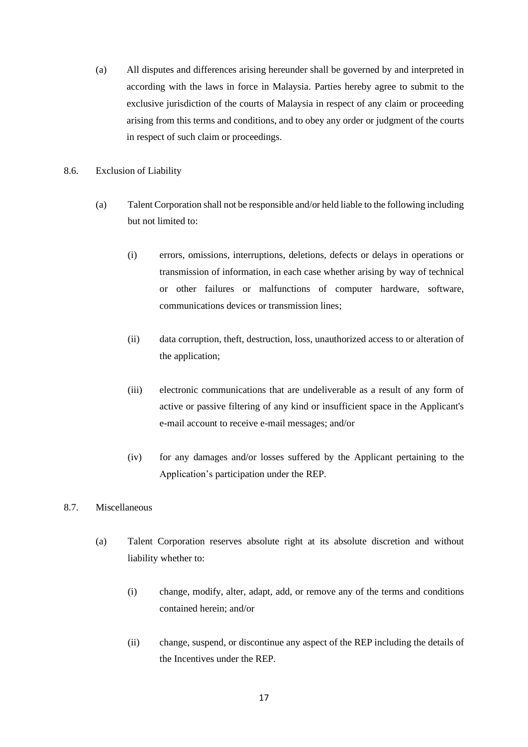(a) All disputes and differences arising hereunder shall be governed by and interpreted in according with the laws in force in Malaysia. Parties hereby agree to submit to the exclusive jurisdiction of the courts of Malaysia in respect of any claim or proceeding arising from this terms and conditions, and to obey any order or judgment of the courts in respect of such claim or proceedings.

8.6. Exclusion of Liability

(a) Talent Corporation shall not be responsible and/or held liable to the following including but not limited to:

(i) errors, omissions, interruptions, deletions, defects or delays in operations or transmission of information, in each case whether arising by way of technical or other failures or malfunctions of computer hardware, software, communications devices or transmission lines;

(ii) data corruption, theft, destruction, loss, unauthorized access to or alteration of the application;

(iii) electronic communications that are undeliverable as a result of any form of active or passive filtering of any kind or insufficient space in the Applicant's e-mail account to receive e-mail messages; and/or

(iv) for any damages and/or losses suffered by the Applicant pertaining to the Application's participation under the REP.

8.7. Miscellaneous

(a) Talent Corporation reserves absolute right at its absolute discretion and without liability whether to:

(i) change, modify, alter, adapt, add, or remove any of the terms and conditions contained herein; and/or

(ii) change, suspend, or discontinue any aspect of the REP including the details of the Incentives under the REP.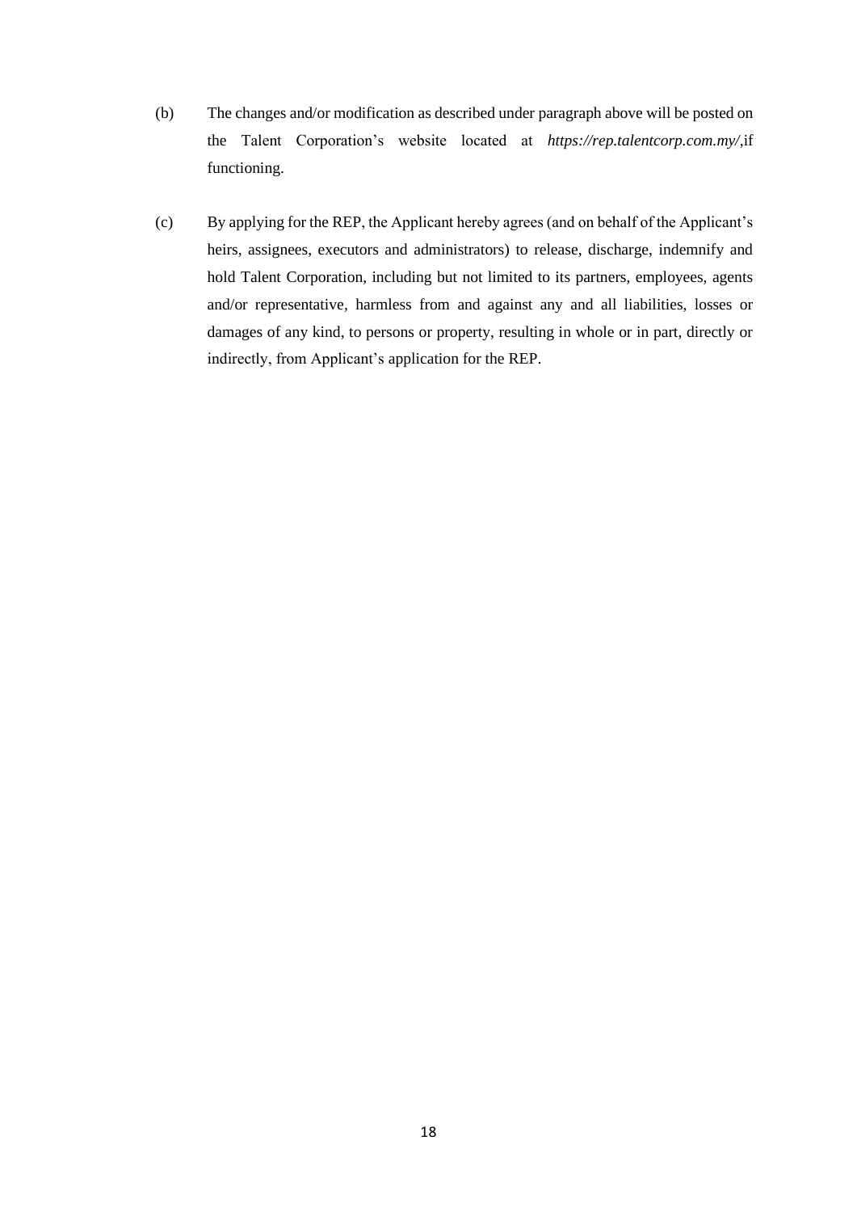(b) The changes and/or modification as described under paragraph above will be posted on the Talent Corporation's website located at *https://rep.talentcorp.com.my/*,if functioning.

(c) By applying for the REP, the Applicant hereby agrees (and on behalf of the Applicant's heirs, assignees, executors and administrators) to release, discharge, indemnify and hold Talent Corporation, including but not limited to its partners, employees, agents and/or representative, harmless from and against any and all liabilities, losses or damages of any kind, to persons or property, resulting in whole or in part, directly or indirectly, from Applicant's application for the REP.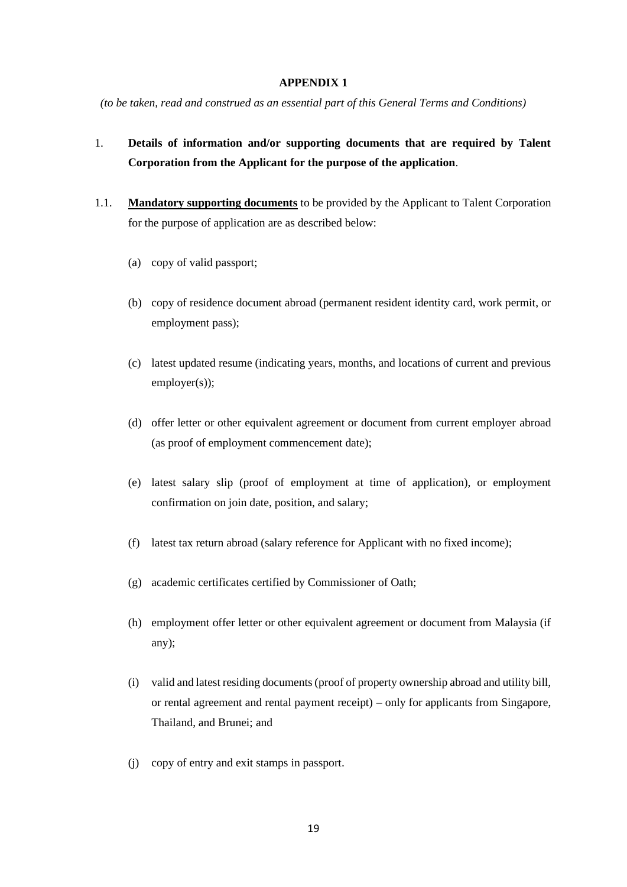# APPENDIX 1

*(to be taken, read and construed as an essential part of this General Terms and Conditions)*

1. **Details of information and/or supporting documents that are required by Talent Corporation from the Applicant for the purpose of the application**.

1.1. **<u>Mandatory supporting documents</u>** to be provided by the Applicant to Talent Corporation for the purpose of application are as described below:

   (a) copy of valid passport;

   (b) copy of residence document abroad (permanent resident identity card, work permit, or employment pass);

   (c) latest updated resume (indicating years, months, and locations of current and previous employer(s));

   (d) offer letter or other equivalent agreement or document from current employer abroad (as proof of employment commencement date);

   (e) latest salary slip (proof of employment at time of application), or employment confirmation on join date, position, and salary;

   (f) latest tax return abroad (salary reference for Applicant with no fixed income);

   (g) academic certificates certified by Commissioner of Oath;

   (h) employment offer letter or other equivalent agreement or document from Malaysia (if any);

   (i) valid and latest residing documents (proof of property ownership abroad and utility bill, or rental agreement and rental payment receipt) – only for applicants from Singapore, Thailand, and Brunei; and

   (j) copy of entry and exit stamps in passport.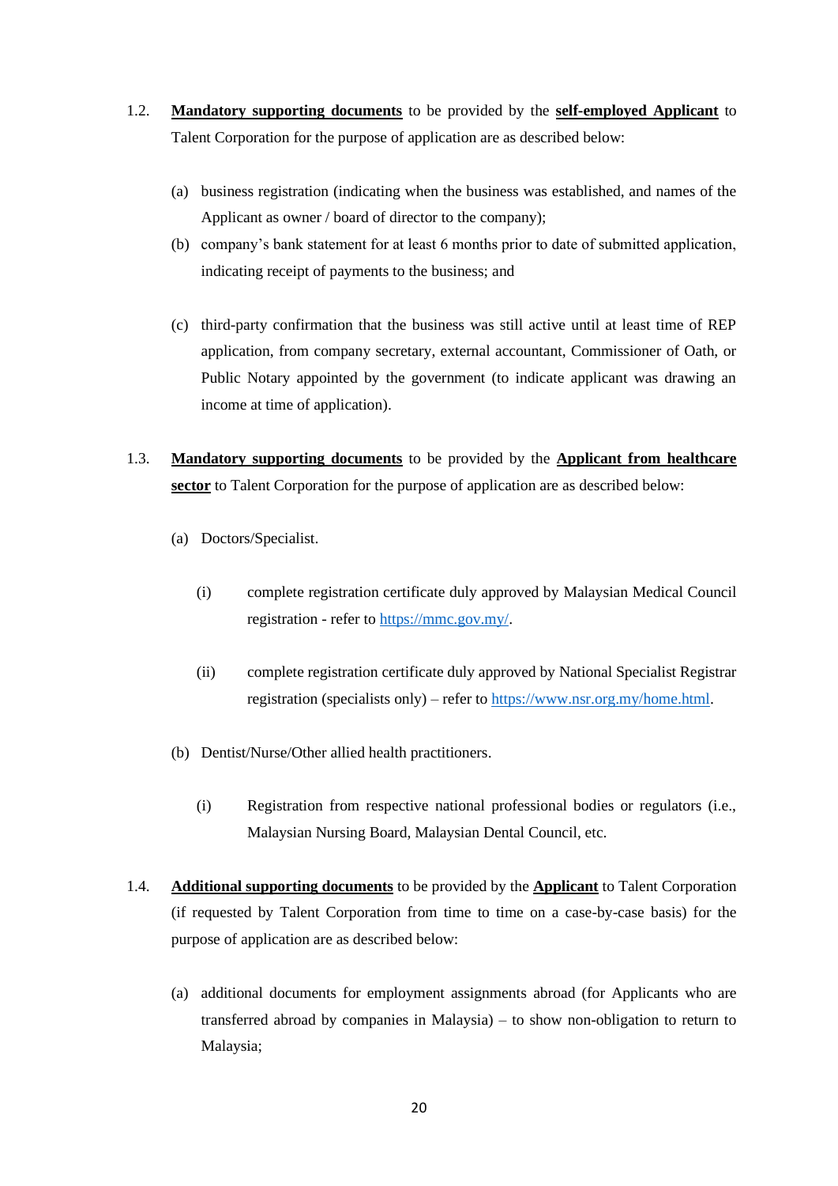1.2. **<u>Mandatory supporting documents</u>** to be provided by the **<u>self-employed Applicant</u>** to Talent Corporation for the purpose of application are as described below:

(a) business registration (indicating when the business was established, and names of the Applicant as owner / board of director to the company);

(b) company's bank statement for at least 6 months prior to date of submitted application, indicating receipt of payments to the business; and

(c) third-party confirmation that the business was still active until at least time of REP application, from company secretary, external accountant, Commissioner of Oath, or Public Notary appointed by the government (to indicate applicant was drawing an income at time of application).

1.3. **<u>Mandatory supporting documents</u>** to be provided by the **<u>Applicant from healthcare sector</u>** to Talent Corporation for the purpose of application are as described below:

(a) Doctors/Specialist.

(i) complete registration certificate duly approved by Malaysian Medical Council registration - refer to [https://mmc.gov.my/](https://mmc.gov.my/).

(ii) complete registration certificate duly approved by National Specialist Registrar registration (specialists only) – refer to [https://www.nsr.org.my/home.html](https://www.nsr.org.my/home.html).

(b) Dentist/Nurse/Other allied health practitioners.

(i) Registration from respective national professional bodies or regulators (i.e., Malaysian Nursing Board, Malaysian Dental Council, etc.

1.4. **<u>Additional supporting documents</u>** to be provided by the **<u>Applicant</u>** to Talent Corporation (if requested by Talent Corporation from time to time on a case-by-case basis) for the purpose of application are as described below:

(a) additional documents for employment assignments abroad (for Applicants who are transferred abroad by companies in Malaysia) – to show non-obligation to return to Malaysia;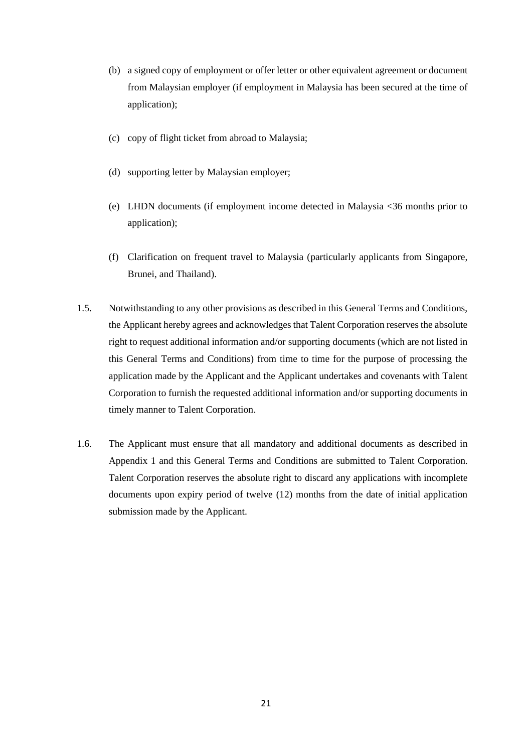(b) a signed copy of employment or offer letter or other equivalent agreement or document from Malaysian employer (if employment in Malaysia has been secured at the time of application);

(c) copy of flight ticket from abroad to Malaysia;

(d) supporting letter by Malaysian employer;

(e) LHDN documents (if employment income detected in Malaysia <36 months prior to application);

(f) Clarification on frequent travel to Malaysia (particularly applicants from Singapore, Brunei, and Thailand).

1.5. Notwithstanding to any other provisions as described in this General Terms and Conditions, the Applicant hereby agrees and acknowledges that Talent Corporation reserves the absolute right to request additional information and/or supporting documents (which are not listed in this General Terms and Conditions) from time to time for the purpose of processing the application made by the Applicant and the Applicant undertakes and covenants with Talent Corporation to furnish the requested additional information and/or supporting documents in timely manner to Talent Corporation.

1.6. The Applicant must ensure that all mandatory and additional documents as described in Appendix 1 and this General Terms and Conditions are submitted to Talent Corporation. Talent Corporation reserves the absolute right to discard any applications with incomplete documents upon expiry period of twelve (12) months from the date of initial application submission made by the Applicant.